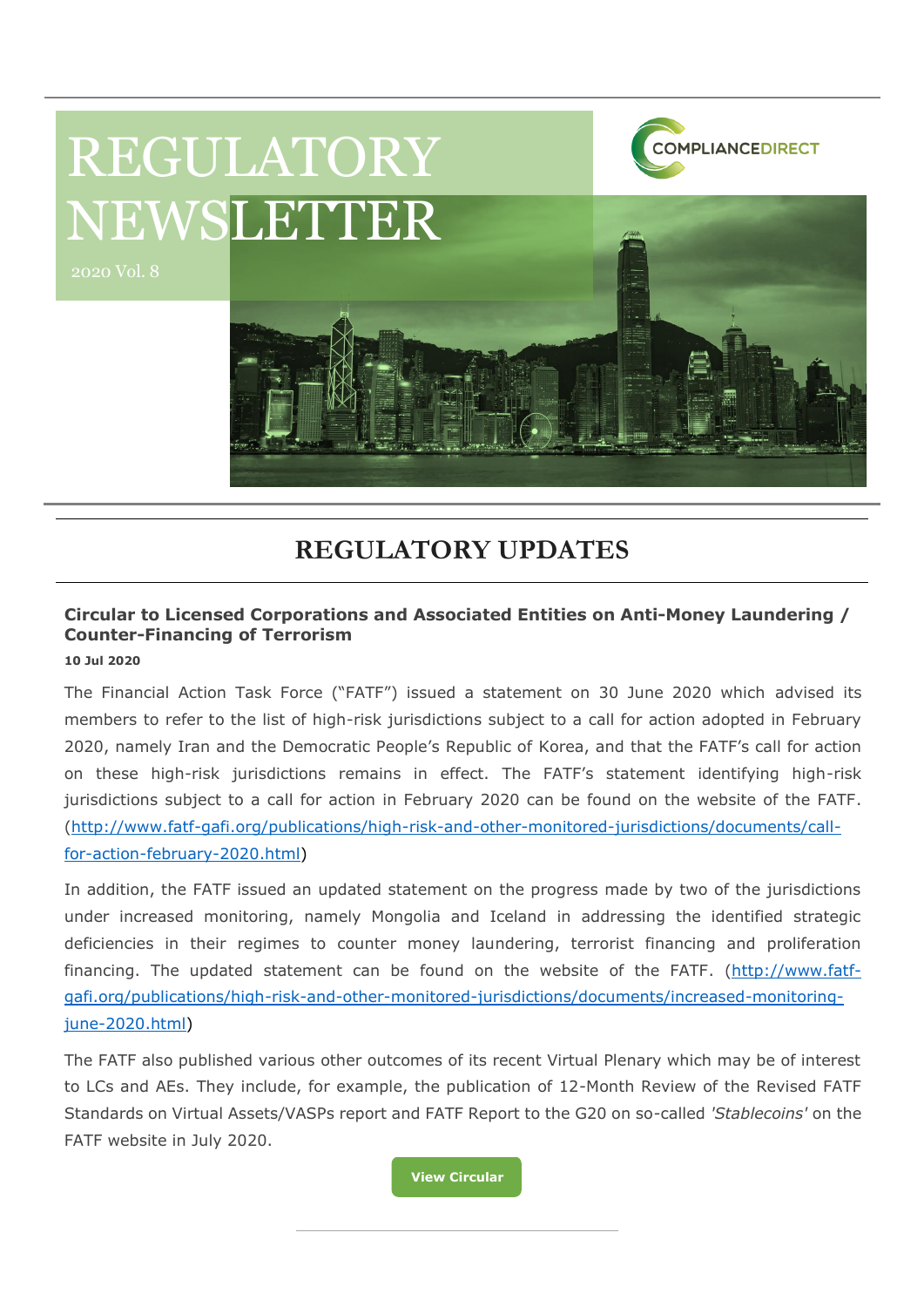# REGULATORY NEWSLETTER

2020 Vol. 8

COMPLIANCEDIRECT

## REGULATORY UPDATES

### Circular to Licensed Corporations and Associated Entities on Anti-Money Laundering / Counter-Financing of Terrorism

**10 Jul 2020**

The Financial Action Task Force ("FATF") issued a statement on 30 June 2020 which advised its members to refer to the list of high-risk jurisdictions subject to a call for action adopted in February 2020, namely Iran and the Democratic People's Republic of Korea, and that the FATF's call for action on these high-risk jurisdictions remains in effect. The FATF's statement identifying high-risk jurisdictions subject to a call for action in February 2020 can be found on the website of the FATF. (http://www.fatf-gafi.org/publications/high-risk-and-other-monitored-jurisdictions/documents/call-for-action-february-2020.html)

In addition, the FATF issued an updated statement on the progress made by two of the jurisdictions under increased monitoring, namely Mongolia and Iceland in addressing the identified strategic deficiencies in their regimes to counter money laundering, terrorist financing and proliferation financing. The updated statement can be found on the website of the FATF. (http://www.fatf-gafi.org/publications/high-risk-and-other-monitored-jurisdictions/documents/increased-monitoring-june-2020.html)

The FATF also published various other outcomes of its recent Virtual Plenary which may be of interest to LCs and AEs. They include, for example, the publication of 12-Month Review of the Revised FATF Standards on Virtual Assets/VASPs report and FATF Report to the G20 on so-called *'Stablecoins'* on the FATF website in July 2020.

View Circular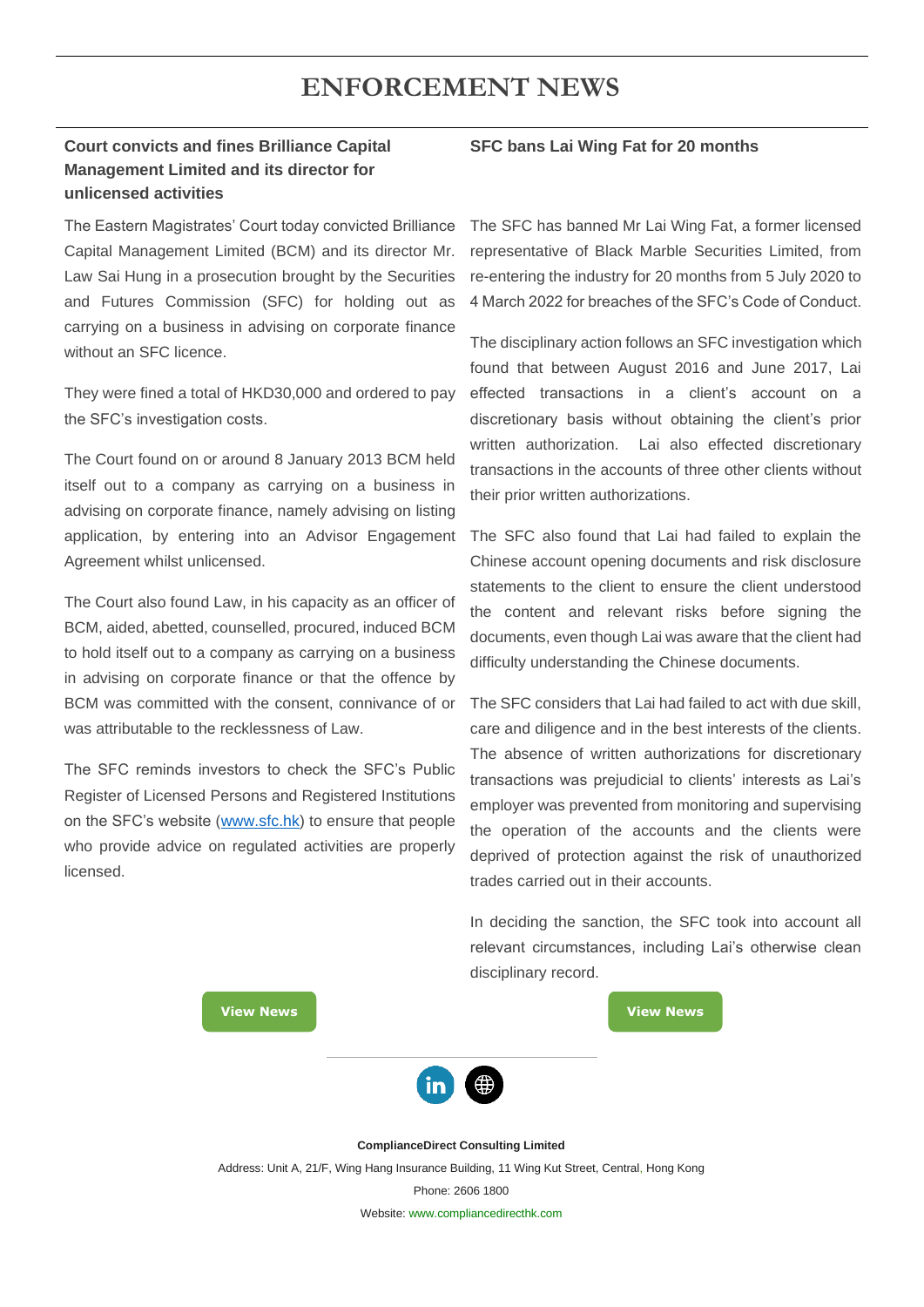# ENFORCEMENT NEWS

## Court convicts and fines Brilliance Capital Management Limited and its director for unlicensed activities

The Eastern Magistrates' Court today convicted Brilliance Capital Management Limited (BCM) and its director Mr. Law Sai Hung in a prosecution brought by the Securities and Futures Commission (SFC) for holding out as carrying on a business in advising on corporate finance without an SFC licence.

They were fined a total of HKD30,000 and ordered to pay the SFC's investigation costs.

The Court found on or around 8 January 2013 BCM held itself out to a company as carrying on a business in advising on corporate finance, namely advising on listing application, by entering into an Advisor Engagement Agreement whilst unlicensed.

The Court also found Law, in his capacity as an officer of BCM, aided, abetted, counselled, procured, induced BCM to hold itself out to a company as carrying on a business in advising on corporate finance or that the offence by BCM was committed with the consent, connivance of or was attributable to the recklessness of Law.

The SFC reminds investors to check the SFC's Public Register of Licensed Persons and Registered Institutions on the SFC's website (www.sfc.hk) to ensure that people who provide advice on regulated activities are properly licensed.

View News

## SFC bans Lai Wing Fat for 20 months

The SFC has banned Mr Lai Wing Fat, a former licensed representative of Black Marble Securities Limited, from re-entering the industry for 20 months from 5 July 2020 to 4 March 2022 for breaches of the SFC's Code of Conduct.

The disciplinary action follows an SFC investigation which found that between August 2016 and June 2017, Lai effected transactions in a client's account on a discretionary basis without obtaining the client's prior written authorization. Lai also effected discretionary transactions in the accounts of three other clients without their prior written authorizations.

The SFC also found that Lai had failed to explain the Chinese account opening documents and risk disclosure statements to the client to ensure the client understood the content and relevant risks before signing the documents, even though Lai was aware that the client had difficulty understanding the Chinese documents.

The SFC considers that Lai had failed to act with due skill, care and diligence and in the best interests of the clients. The absence of written authorizations for discretionary transactions was prejudicial to clients' interests as Lai's employer was prevented from monitoring and supervising the operation of the accounts and the clients were deprived of protection against the risk of unauthorized trades carried out in their accounts.

In deciding the sanction, the SFC took into account all relevant circumstances, including Lai's otherwise clean disciplinary record.

View News

**ComplianceDirect Consulting Limited**

Address: Unit A, 21/F, Wing Hang Insurance Building, 11 Wing Kut Street, Central, Hong Kong

Phone: 2606 1800

Website: www.compliancedirecthk.com